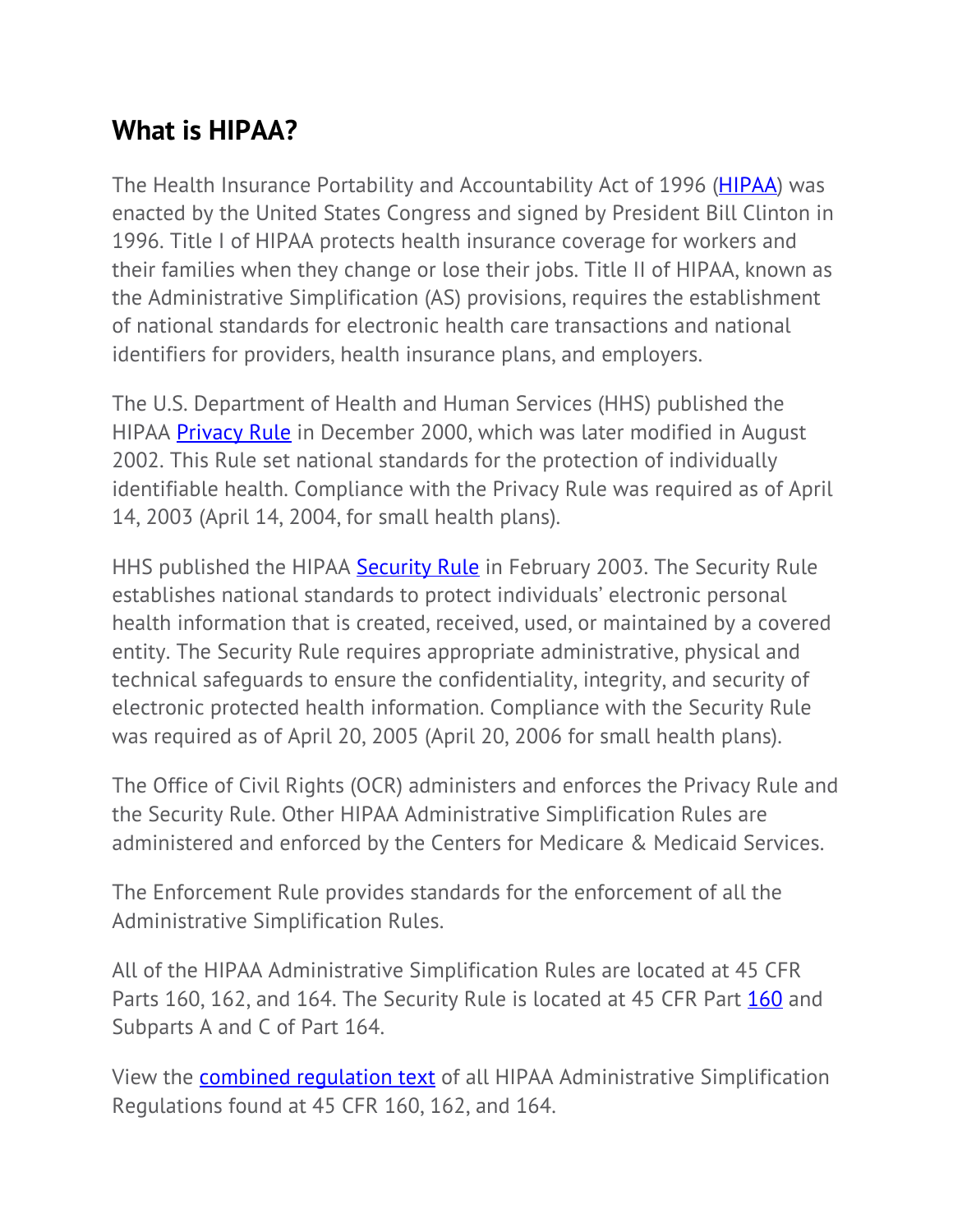## What is HIPAA?

The Health Insurance Portability and Accountability Act of 1996 (HIPAA) was enacted by the United States Congress and signed by President Bill Clinton in 1996. Title I of HIPAA protects health insurance coverage for workers and their families when they change or lose their jobs. Title II of HIPAA, known as the Administrative Simplification (AS) provisions, requires the establishment of national standards for electronic health care transactions and national identifiers for providers, health insurance plans, and employers.

The U.S. Department of Health and Human Services (HHS) published the HIPAA Privacy Rule in December 2000, which was later modified in August 2002. This Rule set national standards for the protection of individually identifiable health. Compliance with the Privacy Rule was required as of April 14, 2003 (April 14, 2004, for small health plans).

HHS published the HIPAA Security Rule in February 2003. The Security Rule establishes national standards to protect individuals' electronic personal health information that is created, received, used, or maintained by a covered entity. The Security Rule requires appropriate administrative, physical and technical safeguards to ensure the confidentiality, integrity, and security of electronic protected health information. Compliance with the Security Rule was required as of April 20, 2005 (April 20, 2006 for small health plans).

The Office of Civil Rights (OCR) administers and enforces the Privacy Rule and the Security Rule. Other HIPAA Administrative Simplification Rules are administered and enforced by the Centers for Medicare & Medicaid Services.

The Enforcement Rule provides standards for the enforcement of all the Administrative Simplification Rules.

All of the HIPAA Administrative Simplification Rules are located at 45 CFR Parts 160, 162, and 164. The Security Rule is located at 45 CFR Part 160 and Subparts A and C of Part 164.

View the combined regulation text of all HIPAA Administrative Simplification Regulations found at 45 CFR 160, 162, and 164.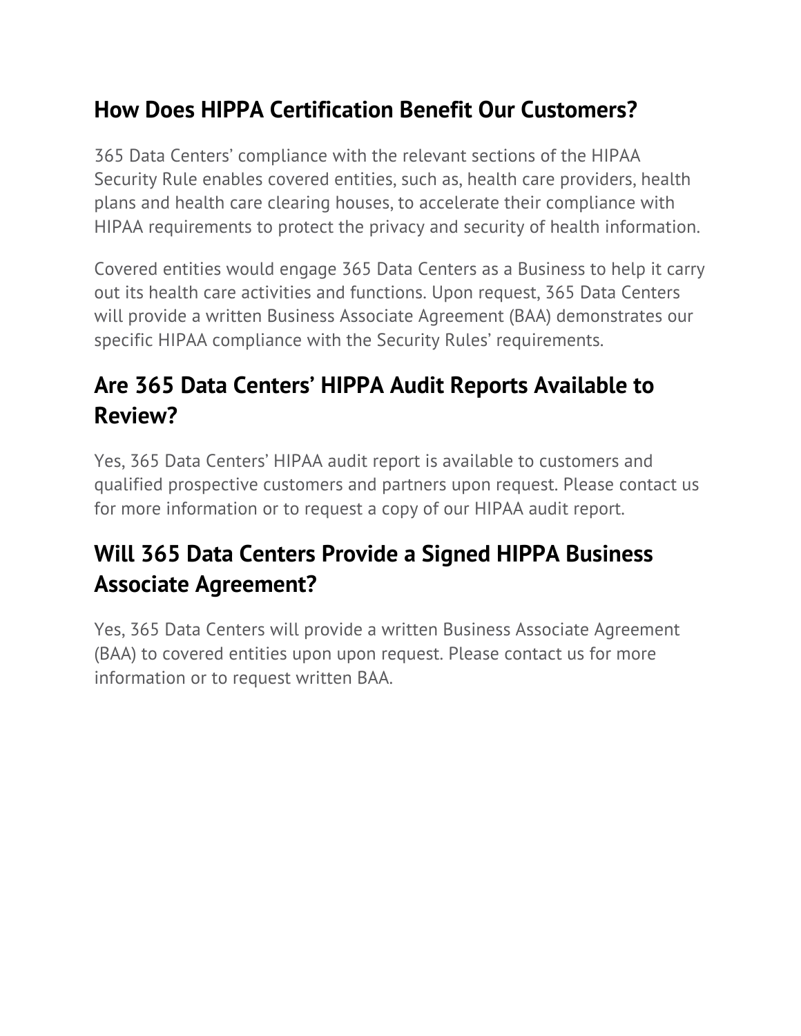## How Does HIPPA Certification Benefit Our Customers?

365 Data Centers' compliance with the relevant sections of the HIPAA Security Rule enables covered entities, such as, health care providers, health plans and health care clearing houses, to accelerate their compliance with HIPAA requirements to protect the privacy and security of health information.

Covered entities would engage 365 Data Centers as a Business to help it carry out its health care activities and functions. Upon request, 365 Data Centers will provide a written Business Associate Agreement (BAA) demonstrates our specific HIPAA compliance with the Security Rules' requirements.

## Are 365 Data Centers' HIPPA Audit Reports Available to Review?

Yes, 365 Data Centers' HIPAA audit report is available to customers and qualified prospective customers and partners upon request. Please contact us for more information or to request a copy of our HIPAA audit report.

## Will 365 Data Centers Provide a Signed HIPPA Business Associate Agreement?

Yes, 365 Data Centers will provide a written Business Associate Agreement (BAA) to covered entities upon upon request. Please contact us for more information or to request written BAA.